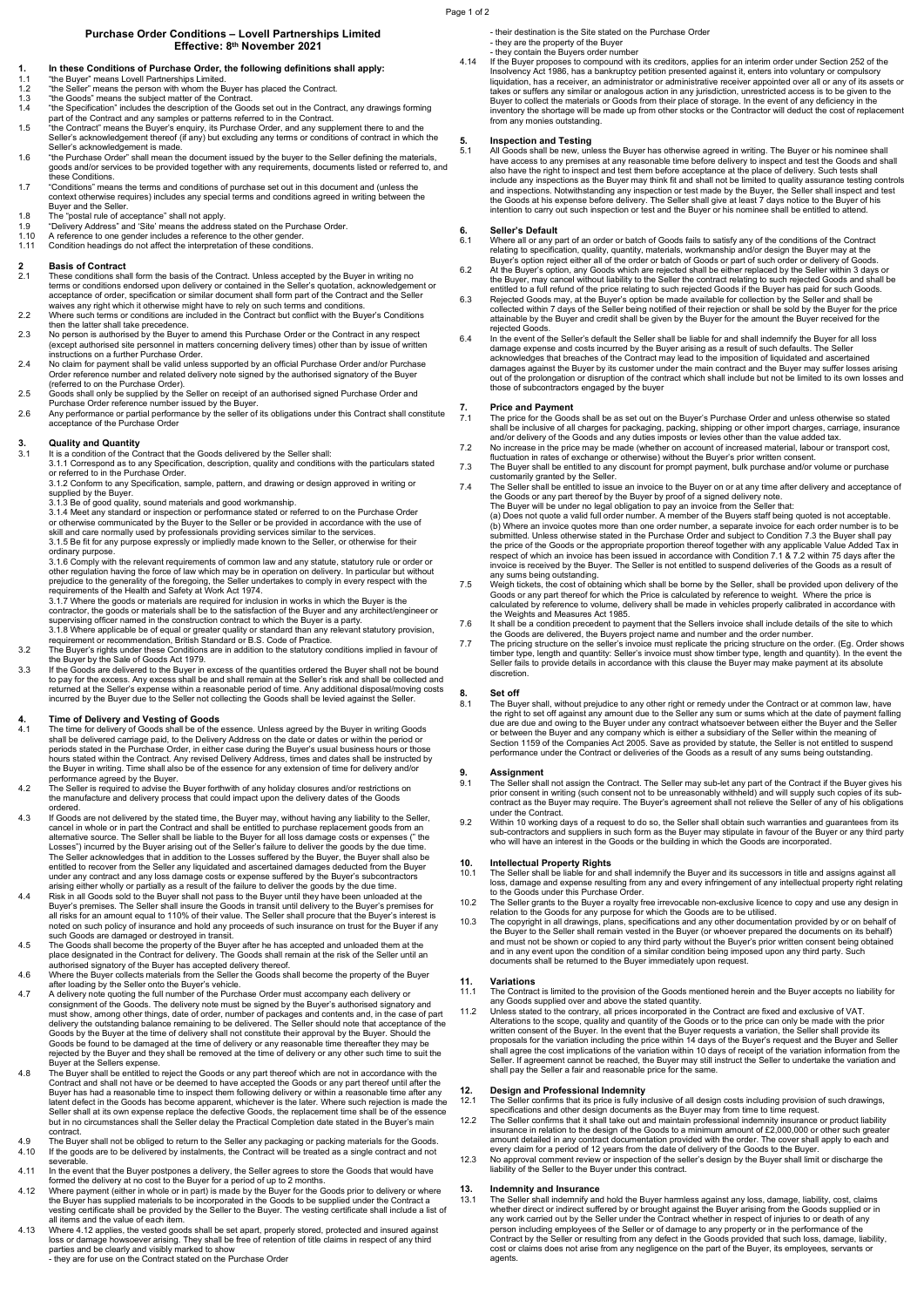# Purchase Order Conditions – Lovell Partnerships Limited

## Effective: 8th November 2021

## 1. In these Conditions of Purchase Order, the following definitions shall apply:

1.1 "the Buyer" means Lovell Partnerships Limited.

1.2 "the Seller" means the person with whom the Buyer has placed the Contract.

1.3 "the Goods" means the subject matter of the Contract.

1.4 "the Specification" includes the description of the Goods set out in the Contract, any drawings forming part of the Contract and any samples or patterns referred to in the Contract.

1.5 "the Contract" means the Buyer's enquiry, its Purchase Order, and any supplement there to and the Seller's acknowledgement thereof (if any) but excluding any terms or conditions of contract in which the Seller's acknowledgement is made.

1.6 "the Purchase Order" shall mean the document issued by the buyer to the Seller defining the materials, goods and/or services to be provided together with any requirements, documents listed or referred to, and these Conditions.

1.7 "Conditions" means the terms and conditions of purchase set out in this document and (unless the context otherwise requires) includes any special terms and conditions agreed in writing between the Buyer and the Seller.

1.8 The "postal rule of acceptance" shall not apply.

1.9 "Delivery Address" and 'Site' means the address stated on the Purchase Order.

1.10 A reference to one gender includes a reference to the other gender.

1.11 Condition headings do not affect the interpretation of these conditions.

## 2 Basis of Contract

2.1 These conditions shall form the basis of the Contract. Unless accepted by the Buyer in writing no terms or conditions endorsed upon delivery or contained in the Seller's quotation, acknowledgement or acceptance of order, specification or similar document shall form part of the Contract and the Seller waives any right which it otherwise might have to rely on such terms and conditions.

2.2 Where such terms or conditions are included in the Contract but conflict with the Buyer's Conditions then the latter shall take precedence.

2.3 No person is authorised by the Buyer to amend this Purchase Order or the Contract in any respect (except authorised site personnel in matters concerning delivery times) other than by issue of written instructions on a further Purchase Order.

2.4 No claim for payment shall be valid unless supported by an official Purchase Order and/or Purchase Order reference number and related delivery note signed by the authorised signatory of the Buyer (referred to on the Purchase Order).

2.5 Goods shall only be supplied by the Seller on receipt of an authorised signed Purchase Order and Purchase Order reference number issued by the Buyer.

2.6 Any performance or partial performance by the seller of its obligations under this Contract shall constitute acceptance of the Purchase Order

## 3. Quality and Quantity

3.1 It is a condition of the Contract that the Goods delivered by the Seller shall:

3.1.1 Correspond as to any Specification, description, quality and conditions with the particulars stated or referred to in the Purchase Order.

3.1.2 Conform to any Specification, sample, pattern, and drawing or design approved in writing or supplied by the Buyer.

3.1.3 Be of good quality, sound materials and good workmanship.

3.1.4 Meet any standard or inspection or performance stated or referred to on the Purchase Order or otherwise communicated by the Buyer to the Seller or be provided in accordance with the use of skill and care normally used by professionals providing services similar to the services.

3.1.5 Be fit for any purpose expressly or impliedly made known to the Seller, or otherwise for their ordinary purpose.

3.1.6 Comply with the relevant requirements of common law and any statute, statutory rule or order or other regulation having the force of law which may be in operation on delivery. In particular but without prejudice to the generality of the foregoing, the Seller undertakes to comply in every respect with the requirements of the Health and Safety at Work Act 1974.

3.1.7 Where the goods or materials are required for inclusion in works in which the Buyer is the contractor, the goods or materials shall be to the satisfaction of the Buyer and any architect/engineer or supervising officer named in the construction contract to which the Buyer is a party.

3.1.8 Where applicable be of equal or greater quality or standard than any relevant statutory provision, requirement or recommendation, British Standard or B.S. Code of Practice.

3.2 The Buyer's rights under these Conditions are in addition to the statutory conditions implied in favour of the Buyer by the Sale of Goods Act 1979.

3.3 If the Goods are delivered to the Buyer in excess of the quantities ordered the Buyer shall not be bound to pay for the excess. Any excess shall be and shall remain at the Seller's risk and shall be collected and returned at the Seller's expense within a reasonable period of time. Any additional disposal/moving costs incurred by the Buyer due to the Seller not collecting the Goods shall be levied against the Seller.

## 4. Time of Delivery and Vesting of Goods

4.1 The time for delivery of Goods shall be of the essence. Unless agreed by the Buyer in writing Goods shall be delivered carriage paid, to the Delivery Address on the date or dates or within the period or periods stated in the Purchase Order, in either case during the Buyer's usual business hours or those hours stated within the Contract. Any revised Delivery Address, times and dates shall be instructed by the Buyer in writing. Time shall also be of the essence for any extension of time for delivery and/or performance agreed by the Buyer.

4.2 The Seller is required to advise the Buyer forthwith of any holiday closures and/or restrictions on the manufacture and delivery process that could impact upon the delivery dates of the Goods ordered.

4.3 If Goods are not delivered by the stated time, the Buyer may, without having any liability to the Seller, cancel in whole or in part the Contract and shall be entitled to purchase replacement goods from an alternative source. The Seller shall be liable to the Buyer for all loss damage costs or expenses (" the Losses") incurred by the Buyer arising out of the Seller's failure to deliver the goods by the due time. The Seller acknowledges that in addition to the Losses suffered by the Buyer, the Buyer shall also be entitled to recover from the Seller any liquidated and ascertained damages deducted from the Buyer under any contract and any loss damage costs or expense suffered by the Buyer's subcontractors arising either wholly or partially as a result of the failure to deliver the goods by the due time.

4.4 Risk in all Goods sold to the Buyer shall not pass to the Buyer until they have been unloaded at the Buyer's premises. The Seller shall insure the Goods in transit until delivery to the Buyer's premises for all risks for an amount equal to 110% of their value. The Seller shall procure that the Buyer's interest is noted on such policy of insurance and hold any proceeds of such insurance on trust for the Buyer if any such Goods are damaged or destroyed in transit.

4.5 The Goods shall become the property of the Buyer after he has accepted and unloaded them at the place designated in the Contract for delivery. The Goods shall remain at the risk of the Seller until an authorised signatory of the Buyer has accepted delivery thereof.

4.6 Where the Buyer collects materials from the Seller the Goods shall become the property of the Buyer after loading by the Seller onto the Buyer's vehicle.

4.7 A delivery note quoting the full number of the Purchase Order must accompany each delivery or consignment of the Goods. The delivery note must be signed by the Buyer's authorised signatory and must show, among other things, date of order, number of packages and contents and, in the case of part delivery the outstanding balance remaining to be delivered. The Seller should note that acceptance of the Goods by the Buyer at the time of delivery shall not constitute their approval by the Buyer. Should the Goods be found to be damaged at the time of delivery or any reasonable time thereafter they may be rejected by the Buyer and they shall be removed at the time of delivery or any other such time to suit the Buyer at the Sellers expense.

4.8 The Buyer shall be entitled to reject the Goods or any part thereof which are not in accordance with the Contract and shall not have or be deemed to have accepted the Goods or any part thereof until after the Buyer has had a reasonable time to inspect them following delivery or within a reasonable time after any latent defect in the Goods has become apparent, whichever is the later. Where such rejection is made the Seller shall at its own expense replace the defective Goods, the replacement time shall be of the essence but in no circumstances shall the Seller delay the Practical Completion date stated in the Buyer's main contract.

4.9 The Buyer shall not be obliged to return to the Seller any packaging or packing materials for the Goods.

4.10 If the goods are to be delivered by instalments, the Contract will be treated as a single contract and not severable.

4.11 In the event that the Buyer postpones a delivery, the Seller agrees to store the Goods that would have formed the delivery at no cost to the Buyer for a period of up to 2 months.

4.12 Where payment (either in whole or in part) is made by the Buyer for the Goods prior to delivery or where the Buyer has supplied materials to be incorporated in the Goods to be supplied under the Contract a vesting certificate shall be provided by the Seller to the Buyer. The vesting certificate shall include a list of all items and the value of each item.

4.13 Where 4.12 applies, the vested goods shall be set apart, properly stored, protected and insured against loss or damage howsoever arising. They shall be free of retention of title claims in respect of any third parties and be clearly and visibly marked to show

- they are for use on the Contract stated on the Purchase Order
- their destination is the Site stated on the Purchase Order
- they are the property of the Buyer
- they contain the Buyers order number

4.14 If the Buyer proposes to compound with its creditors, applies for an interim order under Section 252 of the Insolvency Act 1986, has a bankruptcy petition presented against it, enters into voluntary or compulsory liquidation, has a receiver, an administrator or administrative receiver appointed over all or any of its assets or takes or suffers any similar or analogous action in any jurisdiction, unrestricted access is to be given to the Buyer to collect the materials or Goods from their place of storage. In the event of any deficiency in the inventory the shortage will be made up from other stocks or the Contractor will deduct the cost of replacement from any monies outstanding.

## 5. Inspection and Testing

5.1 All Goods shall be new, unless the Buyer has otherwise agreed in writing. The Buyer or his nominee shall have access to any premises at any reasonable time before delivery to inspect and test the Goods and shall also have the right to inspect and test them before acceptance at the place of delivery. Such tests shall include any inspections as the Buyer may think fit and shall not be limited to quality assurance testing controls and inspections. Notwithstanding any inspection or test made by the Buyer, the Seller shall inspect and test the Goods at its expense before delivery. The Seller shall give at least 7 days notice to the Buyer of his intention to carry out such inspection or test and the Buyer or his nominee shall be entitled to attend.

## 6. Seller's Default

6.1 Where all or any part of an order or batch of Goods fails to satisfy any of the conditions of the Contract relating to specification, quality, quantity, materials, workmanship and/or design the Buyer may at the Buyer's option reject either all of the order or batch of Goods or part of such order or delivery of Goods.

6.2 At the Buyer's option, any Goods which are rejected shall be either replaced by the Seller within 3 days or the Buyer, may cancel without liability to the Seller the contract relating to such rejected Goods and shall be entitled to a full refund of the price relating to such rejected Goods if the Buyer has paid for such Goods.

6.3 Rejected Goods may, at the Buyer's option be made available for collection by the Seller and shall be collected within 7 days of the Seller being notified of their rejection or shall be sold by the Buyer for the price attainable by the Buyer and credit shall be given by the Buyer for the amount the Buyer received for the rejected Goods.

6.4 In the event of the Seller's default the Seller shall be liable for and shall indemnify the Buyer for all loss damage expense and costs incurred by the Buyer arising as a result of such defaults. The Seller acknowledges that breaches of the Contract may lead to the imposition of liquidated and ascertained damages against the Buyer by its customer under the main contract and the Buyer may suffer losses arising out of the prolongation or disruption of the contract which shall include but not be limited to its own losses and those of subcontractors engaged by the buyer

## 7. Price and Payment

7.1 The price for the Goods shall be as set out on the Buyer's Purchase Order and unless otherwise so stated shall be inclusive of all charges for packaging, packing, shipping or other import charges, carriage, insurance and/or delivery of the Goods and any duties imposts or levies other than the value added tax.

7.2 No increase in the price may be made (whether on account of increased material, labour or transport cost, fluctuation in rates of exchange or otherwise) without the Buyer's prior written consent.

7.3 The Buyer shall be entitled to any discount for prompt payment, bulk purchase and/or volume or purchase customarily granted by the Seller.

7.4 The Seller shall be entitled to issue an invoice to the Buyer on or at any time after delivery and acceptance of the Goods or any part thereof by the Buyer by proof of a signed delivery note.
The Buyer will be under no legal obligation to pay an invoice from the Seller that:
(a) Does not quote a valid full order number. A member of the Buyers staff being quoted is not acceptable.
(b) Where an invoice quotes more than one order number, a separate invoice for each order number is to be submitted. Unless otherwise stated in the Purchase Order and subject to Condition 7.3 the Buyer shall pay the price of the Goods or the appropriate proportion thereof together with any applicable Value Added Tax in respect of which an invoice has been issued in accordance with Condition 7.1 & 7.2 within 75 days after the invoice is received by the Buyer. The Seller is not entitled to suspend deliveries of the Goods as a result of any sums being outstanding.

7.5 Weigh tickets, the cost of obtaining which shall be borne by the Seller, shall be provided upon delivery of the Goods or any part thereof for which the Price is calculated by reference to weight. Where the price is calculated by reference to volume, delivery shall be made in vehicles properly calibrated in accordance with the Weights and Measures Act 1985.

7.6 It shall be a condition precedent to payment that the Sellers invoice shall include details of the site to which the Goods are delivered, the Buyers project name and number and the order number.

7.7 The pricing structure on the seller's invoice must replicate the pricing structure on the order. (Eg. Order shows timber type, length and quantity: Seller's invoice must show timber type, length and quantity). In the event the Seller fails to provide details in accordance with this clause the Buyer may make payment at its absolute discretion.

## 8. Set off

8.1 The Buyer shall, without prejudice to any other right or remedy under the Contract or at common law, have the right to set off against any amount due to the Seller any sum or sums which at the date of payment falling due are due and owing to the Buyer under any contract whatsoever between either the Buyer and the Seller or between the Buyer and any company which is either a subsidiary of the Seller within the meaning of Section 1159 of the Companies Act 2005. Save as provided by statute, the Seller is not entitled to suspend performance under the Contract or deliveries of the Goods as a result of any sums being outstanding.

## 9. Assignment

9.1 The Seller shall not assign the Contract. The Seller may sub-let any part of the Contract if the Buyer gives his prior consent in writing (such consent not to be unreasonably withheld) and will supply such copies of its sub-contract as the Buyer may require. The Buyer's agreement shall not relieve the Seller of any of his obligations under the Contract.

9.2 Within 10 working days of a request to do so, the Seller shall obtain such warranties and guarantees from its sub-contractors and suppliers in such form as the Buyer may stipulate in favour of the Buyer or any third party who will have an interest in the Goods or the building in which the Goods are incorporated.

## 10. Intellectual Property Rights

10.1 The Seller shall be liable for and shall indemnify the Buyer and its successors in title and assigns against all loss, damage and expense resulting from any and every infringement of any intellectual property right relating to the Goods under this Purchase Order.

10.2 The Seller grants to the Buyer a royalty free irrevocable non-exclusive licence to copy and use any design in relation to the Goods for any purpose for which the Goods are to be utilised.

10.3 The copyright in all drawings, plans, specifications and any other documentation provided by or on behalf of the Buyer to the Seller shall remain vested in the Buyer (or whoever prepared the documents on its behalf) and must not be shown or copied to any third party without the Buyer's prior written consent being obtained and in any event upon the condition of a similar condition being imposed upon any third party. Such documents shall be returned to the Buyer immediately upon request.

## 11. Variations

11.1 The Contract is limited to the provision of the Goods mentioned herein and the Buyer accepts no liability for any Goods supplied over and above the stated quantity.

11.2 Unless stated to the contrary, all prices incorporated in the Contract are fixed and exclusive of VAT. Alterations to the scope, quality and quantity of the Goods or to the price can only be made with the prior written consent of the Buyer. In the event that the Buyer requests a variation, the Seller shall provide its proposals for the variation including the price within 14 days of the Buyer's request and the Buyer and Seller shall agree the cost implications of the variation within 10 days of receipt of the variation information from the Seller. If agreement cannot be reached, the Buyer may still instruct the Seller to undertake the variation and shall pay the Seller a fair and reasonable price for the same.

## 12. Design and Professional Indemnity

12.1 The Seller confirms that its price is fully inclusive of all design costs including provision of such drawings, specifications and other design documents as the Buyer may from time to time request.

12.2 The Seller confirms that it shall take out and maintain professional indemnity insurance or product liability insurance in relation to the design of the Goods to a minimum amount of £2,000,000 or other such greater amount detailed in any contract documentation provided with the order. The cover shall apply to each and every claim for a period of 12 years from the date of delivery of the Goods to the Buyer.

12.3 No approval comment review or inspection of the seller's design by the Buyer shall limit or discharge the liability of the Seller to the Buyer under this contract.

## 13. Indemnity and Insurance

13.1 The Seller shall indemnify and hold the Buyer harmless against any loss, damage, liability, cost, claims whether direct or indirect suffered by or brought against the Buyer arising from the Goods supplied or in any work carried out by the Seller under the Contract whether in respect of injuries to or death of any person including employees of the Seller or of damage to any property or in the performance of the Contract by the Seller or resulting from any defect in the Goods provided that such loss, damage, liability, cost or claims does not arise from any negligence on the part of the Buyer, its employees, servants or agents.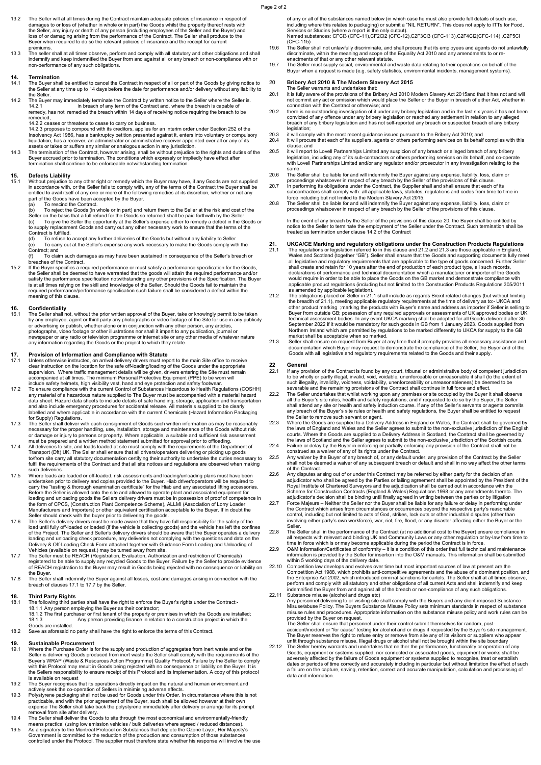13.2 The Seller will at all times during the Contract maintain adequate policies of insurance in respect of damages to or loss of (whether in whole or in part) the Goods whilst the property thereof rests with the Seller, any injury or death of any person (including employees of the Seller and the Buyer) and loss of or damaging arising from the performance of the Contract. The Seller shall produce to the Buyer when required to do so the relevant policies of insurance and the receipt for current premiums.

13.3 The seller shall at all times observe, perform and comply with all statutory and other obligations and shall indemnify and keep indemnified the Buyer from and against all or any breach or non-compliance with or non-performance of any such obligations.

## 14. Termination

14.1 The Buyer shall be entitled to cancel the Contract in respect of all or part of the Goods by giving notice to the Seller at any time up to 14 days before the date for performance and/or delivery without any liability to the Seller.

14.2 The Buyer may immediately terminate the Contract by written notice to the Seller where the Seller is.
14.2.1 in breach of any term of the Contract and, where the breach is capable of remedy, has not remedied the breach within 14 days of receiving notice requiring the breach to be remedied,
14.2.2 ceases or threatens to cease to carry on business.
14.2.3 proposes to compound with its creditors, applies for an interim order under Section 252 of the Insolvency Act 1986, has a bankruptcy petition presented against it, enters into voluntary or compulsory liquidation, has a receiver, an administrator or administrative receiver appointed over all or any of its assets or takes or suffers any similar or analogous action in any jurisdiction.

14.3 The termination of the Contract, however arising, shall be without prejudice to the rights and duties of the Buyer accrued prior to termination. The conditions which expressly or impliedly have effect after termination shall continue to be enforceable notwithstanding termination.

## 15. Defects Liability

15.1 Without prejudice to any other right or remedy which the Buyer may have, if any Goods are not supplied in accordance with, or the Seller fails to comply with, any of the terms of the Contract the Buyer shall be entitled to avail itself of any one or more of the following remedies at its discretion, whether or not any part of the Goods have been accepted by the Buyer.
(a) To rescind the Contract.
(b) To reject the Goods (in whole or in part) and return them to the Seller at the risk and cost of the Seller on the basis that a full refund for the Goods so returned shall be paid forthwith by the Seller.
(c) To give the Seller the opportunity at the Seller's expense either to remedy a defect in the Goods or to supply replacement Goods and carry out any other necessary work to ensure that the terms of the Contract is fulfilled.
(d) To refuse to accept any further deliveries of the Goods but without any liability to Seller
(e) To carry out at the Seller's expense any work necessary to make the Goods comply with the Contract; and
(f) To claim such damages as may have been sustained in consequence of the Seller's breach or breaches of the Contract.

15.2 If the Buyer specifies a required performance or must satisfy a performance specification for the Goods, the Seller shall be deemed to have warranted that the goods will attain the required performance and/or satisfy the performance specification notwithstanding any other provisions of the Specification. The Buyer is at all times relying on the skill and knowledge of the Seller. Should the Goods fail to maintain the required performance/performance specification such failure shall be considered a defect within the meaning of this clause.

## 16. Confidentiality

16.1 The Seller shall not, without the prior written approval of the Buyer, take or knowingly permit to be taken by any employee, agent or third party any photographs or video footage of the Site for use in any publicity or advertising or publish, whether alone or in conjunction with any other person, any articles, photographs, video footage or other illustrations nor shall it impart to any publication, journal or newspaper or any radio or television programme or internet site or any other media of whatever nature any information regarding the Goods or the project to which they relate.

## 17. Provision of Information and Compliance with Statute

17.1 Unless otherwise instructed, on arrival delivery drivers must report to the main Site office to receive clear instruction on the location for the safe off-loading/loading of the Goods under the appropriate supervision. Where traffic management details will be given, drivers entering the Site must remain accompanied at all times. The minimum Personal Protective Equipment (PPE) to be worn will include safety helmets, high visibility vest, hand and eye protection and safety footwear.

17.2 To ensure compliance with the current Control of Substances Hazardous to Health Regulations (COSHH) any material of a hazardous nature supplied to The Buyer must be accompanied with a material hazard data sheet. Hazard data sheets to include details of safe handling, storage, application and transportation and also include emergency procedures for accidental release. All materials supplied to be clearly labelled and where applicable in accordance with the current Chemicals (Hazard Information Packaging for Supply) Regulations.

17.3 The Seller shall deliver with each consignment of Goods such written information as may be reasonably necessary for the proper handling, use, installation, storage and maintenance of the Goods without risk or damage or injury to persons or property. Where applicable, a suitable and sufficient risk assessment must be prepared and a written method statement submitted for approval prior to offloading.

17.4 All deliveries to site, and loads loaded at site must comply with the requirements of the Department of Transport (Dft) UK. The Seller shall ensure that all drivers/operators delivering or picking up goods to/from site carry all statutory documentation certifying their authority to undertake the duties necessary to fulfil the requirements of the Contract and that all site notices and regulations are observed when making such deliveries.

17.5 Where loads are loaded or off-loaded, risk assessments and loading/unloading plans must have been undertaken prior to delivery and copies provided to the Buyer. Hiab driver/operators will be required to carry the "testing & thorough examination certificate" for the Hiab and any associated lifting accessories. Before the Seller is allowed onto the site and allowed to operate plant and associated equipment for loading and unloading goods the Sellers delivery drivers must be in possession of proof of competence in the form of CPCS, (Construction Plant Competence Scheme), ALLMI (Association of Lorry Loader Manufacturers and Importers) or other equivalent certification acceptable to the Buyer. If in doubt the Seller should check with the buyer prior to delivering the goods.

17.6 The Seller's delivery drivers must be made aware that they have full responsibility for the safety of the load until fully off-loaded or loaded (if the vehicle is collecting goods) and the vehicle has left the confines of the Project. The Seller and Seller's delivery drivers should be aware that the Buyer operates a delivery loading and unloading check procedure, any deliveries not complying with the questions and data on the Delivery & Off-Loading Check Form attached together with Guidance Form Loading and Unloading of Vehicles (available on request.) may be turned away from site.

17.7 The Seller must be REACH (Registration, Evaluation, Authorization and restriction of Chemicals) registered to be able to supply any recycled Goods to the Buyer. Failure by the Seller to provide evidence of REACH registration to the Buyer may result in Goods being rejected with no consequence or liability on the Buyer.

17.8 The Seller shall indemnify the Buyer against all losses, cost and damages arising in connection with the breach of clauses 17.1 to 17.7 by the Seller.

## 18. Third Party Rights

18.1 The following third parties shall have the right to enforce the Buyer's rights under the Contract:-
18.1.1 Any person employing the Buyer as their contractor;
18.1.2 The first purchaser or first tenant of the property or premises in which the Goods are installed;
18.1.3 Any person providing finance in relation to a construction project in which the Goods are installed.

18.2 Save as aforesaid no party shall have the right to enforce the terms of this Contract.

## 19. Sustainable Procurement

19.1 Where the Purchase Order is for the supply and production of aggregates from inert waste and the Seller is delivering Goods produced from inert waste the Seller shall comply with the requirements of the Buyer's WRAP (Waste & Resources Action Programme) Quality Protocol. Failure by the Seller to comply with this Protocol may result in Goods being rejected with no consequence or liability on the Buyer. It is the Sellers responsibility to ensure receipt of this Protocol and its implementation. A copy of this protocol is available on request

19.2 The Buyer recognises that its operations directly impact on the natural and human environment and actively seek the co-operation of Sellers in minimising adverse effects.

19.3 Polystyrene packaging shall not be used for Goods under this Order. In circumstances where this is not practicable, and with the prior agreement of the Buyer, such shall be allowed however at their own expense The Seller shall take back the polystyrene immediately after delivery or arrange for its prompt removal from site after delivery.

19.4 The Seller shall deliver the Goods to site through the most economical and environmentally-friendly means practical (using low emission vehicles / bulk deliveries where agreed / reduced distances).

19.5 As a signatory to the Montreal Protocol on Substances that deplete the Ozone Layer, Her Majesty's Government is committed to the reduction of the production and consumption of those substances controlled under the Protocol. The supplier must therefore state whether his response will involve the use of any or all of the substances named below (in which case he must also provide full details of such use, including where this relates to packaging) or submit a "NIL RETURN". This does not apply to ITTs for Food, Services or Studies (where a report is the only output).
Named substances: $CFCl_3$ (CFC-11),$CF_2Cl_2$ (CFC-12),$C_2F_3Cl_3$ (CFC-113),$C_2F_4Cl_2$(CFC-114) ,$C_2F_5Cl$ (CFC-115)

19.6 The Seller shall not unlawfully discriminate, and shall procure that its employees and agents do not unlawfully discriminate, within the meaning and scope of the Equality Act 2010 and any amendments to or re-enactments of that or any other relevant statute.

19.7 The Seller must supply social, environmental and waste data relating to their operations on behalf of the Buyer when a request is made (e.g. safety statistics, environmental incidents, management systems).

## 20 Bribery Act 2010 & The Modern Slavery Act 2015

The Seller warrants and undertakes that:

20.1 it is fully aware of the provisions of the Bribery Act 2010 Modern Slavery Act 2015and that it has not and will not commit any act or omission which would place the Seller or the Buyer in breach of either Act, whether in connection with the Contract or otherwise; and

20.2 there is no outstanding investigation of it under any bribery legislation and in the last six years it has not been convicted of any offence under any bribery legislation or reached any settlement in relation to any alleged breach of any bribery legislation and has not self-reported any breach or suspected breach of any bribery legislation;

20.3 it will comply with the most recent guidance issued pursuant to the Bribery Act 2010; and

20.4 it will procure that each of its suppliers, agents or others performing services on its behalf complies with this clause; and

20.5 it will report to Lovell Partnerships Limited any suspicion of any breach or alleged breach of any bribery legislation, including any of its sub-contractors or others performing services on its behalf, and co-operate with Lovell Partnerships Limited and/or any regulator and/or prosecutor in any investigation relating to the same.

20.6 The Seller shall be liable for and will indemnify the Buyer against any expense, liability, loss, claim or proceedings whatsoever in respect of any breach by the Seller of the provisions of this clause.

20.7 In performing its obligations under the Contract, the Supplier shall and shall ensure that each of its subcontractors shall comply with: all applicable laws, statutes, regulations and codes from time to time in force including but not limited to the Modern Slavery Act 2015.

20.8 The Seller shall be liable for and will indemnify the Buyer against any expense, liability, loss, claim or proceedings whatsoever in respect of any breach by the Seller of the provisions of this clause.

In the event of any breach by the Seller of the provisions of this clause 20, the Buyer shall be entitled by notice to the Seller to terminate the employment of the Seller under the Contract. Such termination shall be treated as termination under clause 14.2 of the Contract

## 21. UKCA/CE Marking and regulatory obligations under the Construction Products Regulations

21.1 The regulations or legislation referred to in this clause and 21.2 and 21.3 are those applicable in England, Wales and Scotland (together "GB"). Seller shall ensure that the Goods and supporting documents fully meet all legislative and regulatory requirements that are applicable to the type of goods concerned. Further Seller shall create and retain for 10 years after the end of production of each product type, all such records, declarations of performance and technical documentation which a manufacturer or importer of the Goods would require in order to be able to place the Goods on the GB market and demonstrate compliance with applicable product regulations (including but not limited to the Construction Products Regulations 305/2011 as amended by applicable legislation).

21.2 The obligations placed on Seller in 21.1 shall include as regards Brexit related changes (but without limiting the breadth of 21.1), meeting applicable regulatory requirements at the time of delivery as to:- UKCA and other product marking ;marking the products with Buyer's name and address as importer if Seller is selling to Buyer from outside GB; possession of any required approvals or assessments of UK approved bodies or UK technical assessment bodies. In any event UKCA marking shall be adopted for all Goods delivered after 30 September 2022 if it would be mandatory for such goods in GB from 1 January 2023. Goods supplied from Northern Ireland which are permitted by regulations to be marked differently to UKCA for supply to the GB market shall be acceptable when so marked.

21.3 Seller shall ensure on request from Buyer at any time that it promptly provides all necessary assistance and documentation which Buyer may request to demonstrate the compliance of the Seller, the Buyer and of the Goods with all legislative and regulatory requirements related to the Goods and their supply.

## 22 General

22.1 If any provision of the Contract is found by any court, tribunal or administrative body of competent jurisdiction to be wholly or partly illegal, invalid, void, voidable, unenforceable or unreasonable it shall (to the extent of such illegality, invalidity, voidness, voidability, unenforceability or unreasonableness) be deemed to be severable and the remaining provisions of the Contract shall continue in full force and effect.

22.2 The Seller undertakes that whilst working upon any premises or site occupied by the Buyer it shall observe all the Buyer's site rules, health and safety regulations, and if requested to do so by the Buyer, the Seller shall attend any site or health and safety induction course. If any of the Seller's servants or agents commits any breach of the Buyer's site rules or health and safety regulations, the Buyer shall be entitled to request the Seller to remove such servant or agent.

22.3 Where the Goods are supplied to a Delivery Address in England or Wales, the Contract shall be governed by the laws of England and Wales and the Seller agrees to submit to the non-exclusive jurisdiction of the English courts. Where the Goods are supplied to a Delivery Address in Scotland, the Contract shall be governed by the laws of Scotland and the Seller agrees to submit to the non-exclusive jurisdiction of the Scottish courts.

22.4 Failure or delay by the Buyer in enforcing or partially enforcing any provision of the Contract shall not be construed as a waiver of any of its rights under the Contract.

22.5 Any waiver by the Buyer of any breach of, or any default under, any provision of the Contract by the Seller shall not be deemed a waiver of any subsequent breach or default and shall in no way affect the other terms of the Contract.

22.6 Any disputes arising out of or under this Contract may be referred by either party for the decision of an adjudicator who shall be agreed by the Parties or failing agreement shall be appointed by the President of the Royal Institute of Chartered Surveyors and the adjudication shall be carried out in accordance with the Scheme for Construction Contracts (England & Wales) Regulations 1998 or any amendments thereto. The adjudicator's decision shall be binding until finally agreed in writing between the parties or by litigation

22.7 Force Majeure – Neither the Seller nor the Buyer shall be liable for any failure or delay in performing under the Contract which arises from circumstances or occurrences beyond the respective party's reasonable control, including but not limited to acts of God, strikes, lock outs or other industrial disputes (other than involving either party's own workforce), war, riot, fire, flood, or any disaster affecting either the Buyer or the Seller.

22.8 The Seller shall in the performance of the Contract (at no additional cost to the Buyer) ensure compliance in all respects with relevant and binding UK and Community Laws or any other regulation or by-law from time to time in force which is or may become applicable during the period the Contract is in force.

22.9 O&M Information/Certificates of conformity – it is a condition of this order that full technical and maintenance information is provided by the Seller for insertion into the O&M manuals. This information shall be submitted within 5 working days of the delivery date.

22.10 Competition law develops and evolves over time but most important sources of law at present are the Competition Act 1988, which prohibits anti-competitive agreements and the abuse of a dominant position, and the Enterprise Act 2002, which introduced criminal sanctions for cartels. The Seller shall at all times observe, perform and comply with all statutory and other obligations of all current Acts and shall indemnify and keep indemnified the Buyer from and against all of the breach or non-compliance of any such obligations.

22.11 Substance misuse (alcohol and drugs etc)
Any personnel delivering to or visiting site shall comply with the Buyers and any client-imposed Substance Misuse/abuse Policy. The Buyers Substance Misuse Policy sets minimum standards in respect of substance misuse rules and procedures. Appropriate information on the substance misuse policy and work rules can be provided by the Buyer on request.
The Seller shall ensure that personnel under their control submit themselves for random, post-accident/incident or "for cause" testing for alcohol and or drugs if requested by the Buyer's site management. The Buyer reserves the right to refuse entry or remove from site any of its visitors or suppliers who appear unfit through substance misuse. Illegal drugs or alcohol shall not be brought within the site boundary

22.12 The Seller hereby warrants and undertakes that neither the performance, functionality or operation of any Goods, equipment or systems supplied, nor connected or associated goods, equipment or works shall be adversely affected by the failure of Goods equipment or systems supplied to recognise, treat or establish dates or periods of time correctly and accurately including in particular but without limitation the effect of such a failure on the capture, saving, retention, correct and accurate manipulation, calculation and processing of data and information.